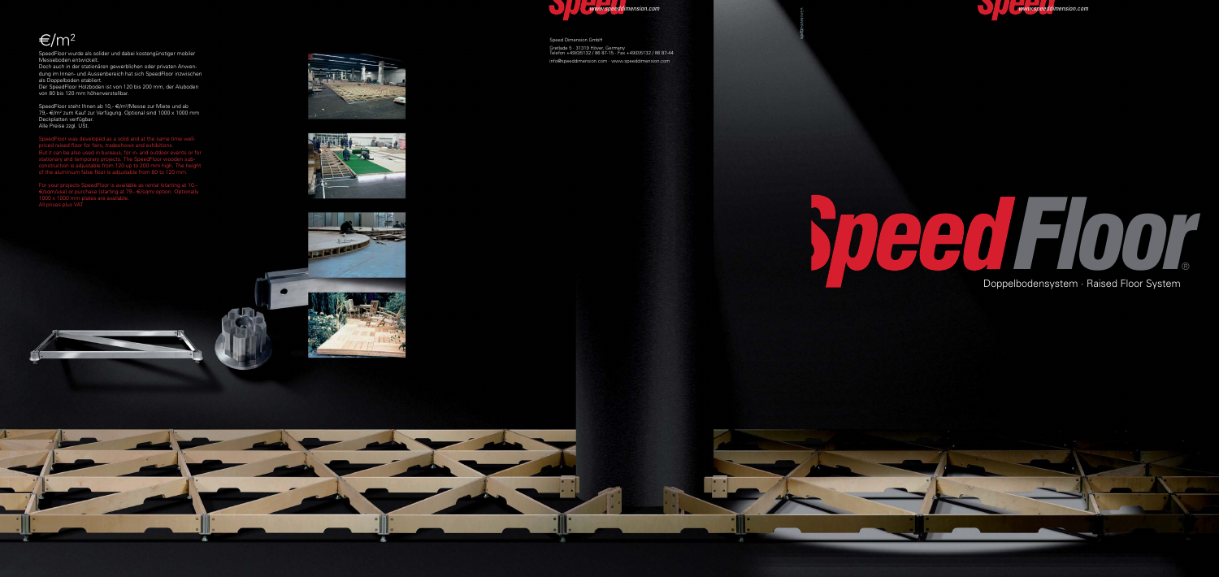# €/m²

SpeedFloor wurde als solider und dabei kostengünstiger mobiler Messeboden entwickelt.
Doch auch in der stationären gewerblichen oder privaten Anwendung im Innen- und Aussenbereich hat sich SpeedFloor inzwischen als Doppelboden etabliert.
Der SpeedFloor Holzboden ist von 120 bis 200 mm, der Aluboden von 80 bis 120 mm höhenverstellbar.

SpeedFloor steht Ihnen ab 10,- €/m²/Messe zur Miete und ab 79,- €/m² zum Kauf zur Verfügung. Optional sind 1000 x 1000 mm Deckplatten verfügbar.
Alle Preise zzgl. USt.

SpeedFloor was developed as a solid and at the same time well-priced raised floor for fairs, tradeshows and exhibitions.
But it can be also used in bureaus, for in- and outdoor events or for stationary and temporary projects. The SpeedFloor wooden sub-construction is adjustable from 120 up to 200 mm high. The height of the aluminium false floor is adjustable from 80 to 120 mm.

For your projects SpeedFloor is available as rental (starting at 10,- €/sqm/use) or purchase (starting at 79,- €/sqm) option. Optionally 1000 x 1000 mm plates are available.
All prices plus VAT.

*www.speeddimension.com*

Speed Dimension GmbH

Gretlade 5 · 31319 Höver, Germany
Telefon +49(0)5132 / 86 87-15 · Fax +49(0)5132 / 86 87-44
info@speeddimension.com · www.speeddimension.com

*www.speeddimension.com*

# SpeedFloor®

Doppelbodensystem · Raised Floor System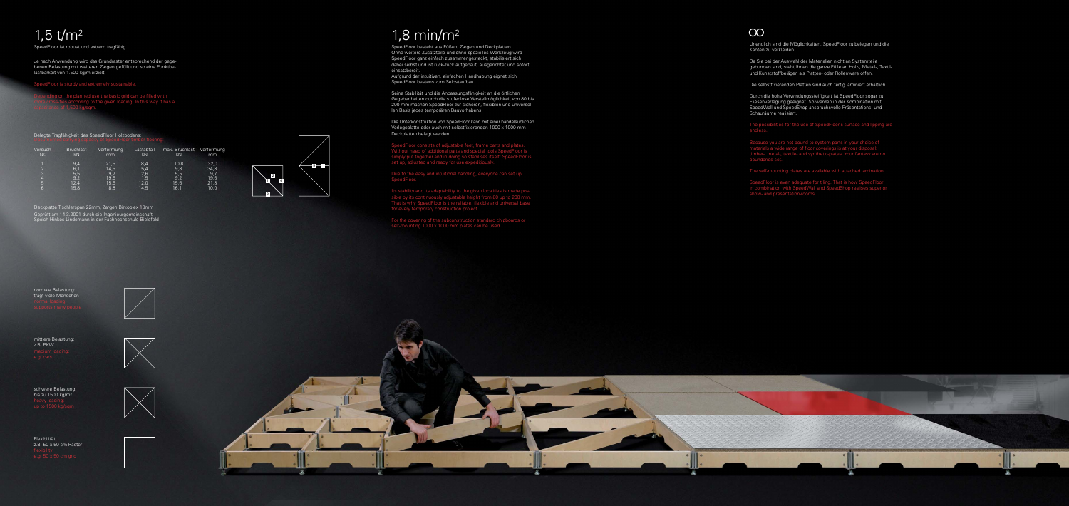# 1,5 t/m²

SpeedFloor ist robust und extrem tragfähig.

Je nach Anwendung wird das Grundraster entsprechend der gegebenen Belastung mit weiteren Zargen gefüllt und so eine Punktbelastbarkeit von 1.500 kg/m erzielt.

SpeedFloor is sturdy and extremely sustainable.

Depending on the planned use the basic grid can be filled with frame-pieces according to the given loading. In this way it has a pin-pointable of 1.500 kg/sqm.

Belegte Tragfähigkeit des SpeedFloor Holzbodens:

Confirmed carrying capacity of SpeedFloor timber flooring:

| Versuch Nr. | Bruchlast kN | Verformung mm | Lastabfall kN | max. Bruchlast kN | Verformung mm |
|---|---|---|---|---|---|
| 1 | 9,4 | 21,5 | 8,4 | 10,8 | 32,0 |
| 2 | 6,1 | 14,5 | 5,4 | 9,8 | 34,8 |
| 3 | 5,5 | 9,7 | 2,6 | 5,5 | 9,7 |
| 4 | 9,2 | 19,6 | 1,5 | 9,2 | 19,6 |
| 5 | 12,4 | 15,6 | 12,0 | 15,6 | 21,8 |
| 6 | 15,8 | 8,8 | 14,5 | 16,1 | 10,0 |

Deckplatte Tischlerspan 22mm, Zargen Birkoplex 18mm

Geprüft am 14.3.2001 durch die Ingenieurgemeinschaft Speich Hinkes Lindemann in der Fachhochschule Bielefeld

normale Belastung:
trägt viele Menschen
normal loading:
supports many people

mittlere Belastung:
z.B. PKW
medium loading:
e.g. cars

schwere Belastung:
bis zu 1500 kg/m²
heavy loading:
up to 1500 kg/sqm

Flexibilität:
z.B. 50 x 50 cm Raster
flexibility:
e.g. 50 x 50 cm grid

# 1,8 min/m²

SpeedFloor besteht aus Füßen, Zargen und Deckplatten. Ohne weitere Zusatzteile und ohne spezielles Werkzeug wird SpeedFloor ganz einfach zusammengesteckt, stabilisiert sich dabei selbst und ist ruck-zuck aufgebaut, ausgerichtet und sofort einsatzbereit.
Aufgrund der intuitiven, einfachen Handhabung eignet sich SpeedFloor bestens zum Selbstaufbau.

Seine Stabilität und die Anpassungsfähigkeit an die örtlichen Gegebenheiten durch die stufenlose Verstellmöglichkeit von 80 bis 200 mm machen SpeedFloor zur sicheren, flexiblen und universellen Basis jedes temporären Bauvorhabens.

Die Unterkonstruktion von SpeedFloor kann mit einer handelsüblichen Verlegeplatte oder auch mit selbstfixierenden 1000 x 1000 mm Deckplatten belegt werden.

SpeedFloor consists of adjustable feet, frame parts and plates. Without need of additional parts and special tools SpeedFloor is simply put together and in doing so stabilises itself. SpeedFloor is set up, adjusted and ready for use expeditiously.

Due to the easy and intuitual handling, everyone can set up SpeedFloor.

Its stability and its adaptability to the given localities is made possible by its continuously adjustable height from 80 up to 200 mm. That is why SpeedFloor is the reliable, flexible and universal base for every temporary construction project.

For the covering of the subconstruction standard chipboards or self-mounting 1000 x 1000 mm plates can be used.

# ∞

Unendlich sind die Möglichkeiten, SpeedFloor zu belegen und die Kanten zu verkleiden.

Da Sie bei der Auswahl der Materialien nicht an Systemteile gebunden sind, steht Ihnen die ganze Fülle an Holz-, Metall-, Textil- und Kunststoffbelägen als Platten- oder Rollenware offen.

Die selbstfixierenden Platten sind auch fertig laminiert erhältlich.

Durch die hohe Verwindungssteifigkeit ist SpeedFloor sogar zur Fliesenverlegung geeignet. So werden in der Kombination mit SpeedWall und SpeedShop anspruchsvolle Präsentations- und Schauräume realisiert.

The possibilities for the use of SpeedFloor's surface and loping are endless.

Because you are not bound to system parts in your choice of materials a wide range of floor coverings is at your disposal: timber-, metal-, textile- and synthetic-plates. Your fantasy are no boundaries set.

The self-mounting plates are available with attached lamination.

SpeedFloor is even adequate for tiling. That is how SpeedFloor in combination with SpeedWall and SpeedShop realises superior show- and presentation-rooms.